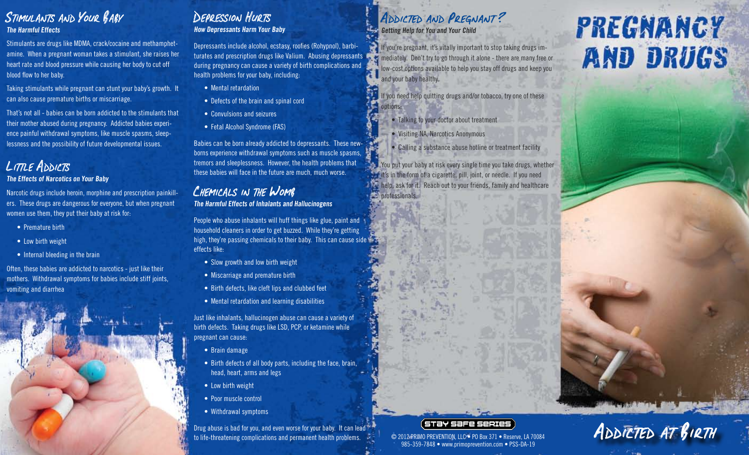## Stimulants and Your Baby

***The Harmful Effects***

Stimulants are drugs like MDMA, crack/cocaine and methamphetamine. When a pregnant woman takes a stimulant, she raises her heart rate and blood pressure while causing her body to cut off blood flow to her baby.

Taking stimulants while pregnant can stunt your baby's growth. It can also cause premature births or miscarriage.

That's not all - babies can be born addicted to the stimulants that their mother abused during pregnancy. Addicted babies experience painful withdrawal symptoms, like muscle spasms, sleeplessness and the possibility of future developmental issues.

## Little Addicts

***The Effects of Narcotics on Your Baby***

Narcotic drugs include heroin, morphine and prescription painkillers. These drugs are dangerous for everyone, but when pregnant women use them, they put their baby at risk for:

- Premature birth
- Low birth weight
- Internal bleeding in the brain

Often, these babies are addicted to narcotics - just like their mothers. Withdrawal symptoms for babies include stiff joints, vomiting and diarrhea

## Depression Hurts

***How Depressants Harm Your Baby***

Depressants include alcohol, ecstasy, roofies (Rohypnol), barbiturates and prescription drugs like Valium. Abusing depressants during pregnancy can cause a variety of birth complications and health problems for your baby, including:

- Mental retardation
- Defects of the brain and spinal cord
- Convulsions and seizures
- Fetal Alcohol Syndrome (FAS)

Babies can be born already addicted to depressants. These newborns experience withdrawal symptoms such as muscle spasms, tremors and sleeplessness. However, the health problems that these babies will face in the future are much, much worse.

## Chemicals in the Womb

***The Harmful Effects of Inhalants and Hallucinogens***

People who abuse inhalants will huff things like glue, paint and household cleaners in order to get buzzed. While they're getting high, they're passing chemicals to their baby. This can cause side effects like:

- Slow growth and low birth weight
- Miscarriage and premature birth
- Birth defects, like cleft lips and clubbed feet
- Mental retardation and learning disabilities

Just like inhalants, hallucinogen abuse can cause a variety of birth defects. Taking drugs like LSD, PCP, or ketamine while pregnant can cause:

- Brain damage
- Birth defects of all body parts, including the face, brain, head, heart, arms and legs
- Low birth weight
- Poor muscle control
- Withdrawal symptoms

Drug abuse is bad for you, and even worse for your baby. It can lead to life-threatening complications and permanent health problems.

## Addicted and Pregnant?

***Getting Help for You and Your Child***

If you're pregnant, it's vitally important to stop taking drugs immediately. Don't try to go through it alone - there are many free or low-cost options available to help you stay off drugs and keep you and your baby healthy.

If you need help quitting drugs and/or tobacco, try one of these options:

- Talking to your doctor about treatment
- Visiting NA, Narcotics Anonymous
- Calling a substance abuse hotline or treatment facility

You put your baby at risk every single time you take drugs, whether it's in the form of a cigarette, pill, joint, or needle. If you need help, ask for it. Reach out to your friends, family and healthcare professionals.

Stay Safe Series

© 2012 PRIMO PREVENTION, LLC • PO Box 371 • Reserve, LA 70084
985-359-7848 • www.primoprevention.com • PSS-DA-19

# Pregnancy and Drugs

## Addicted at Birth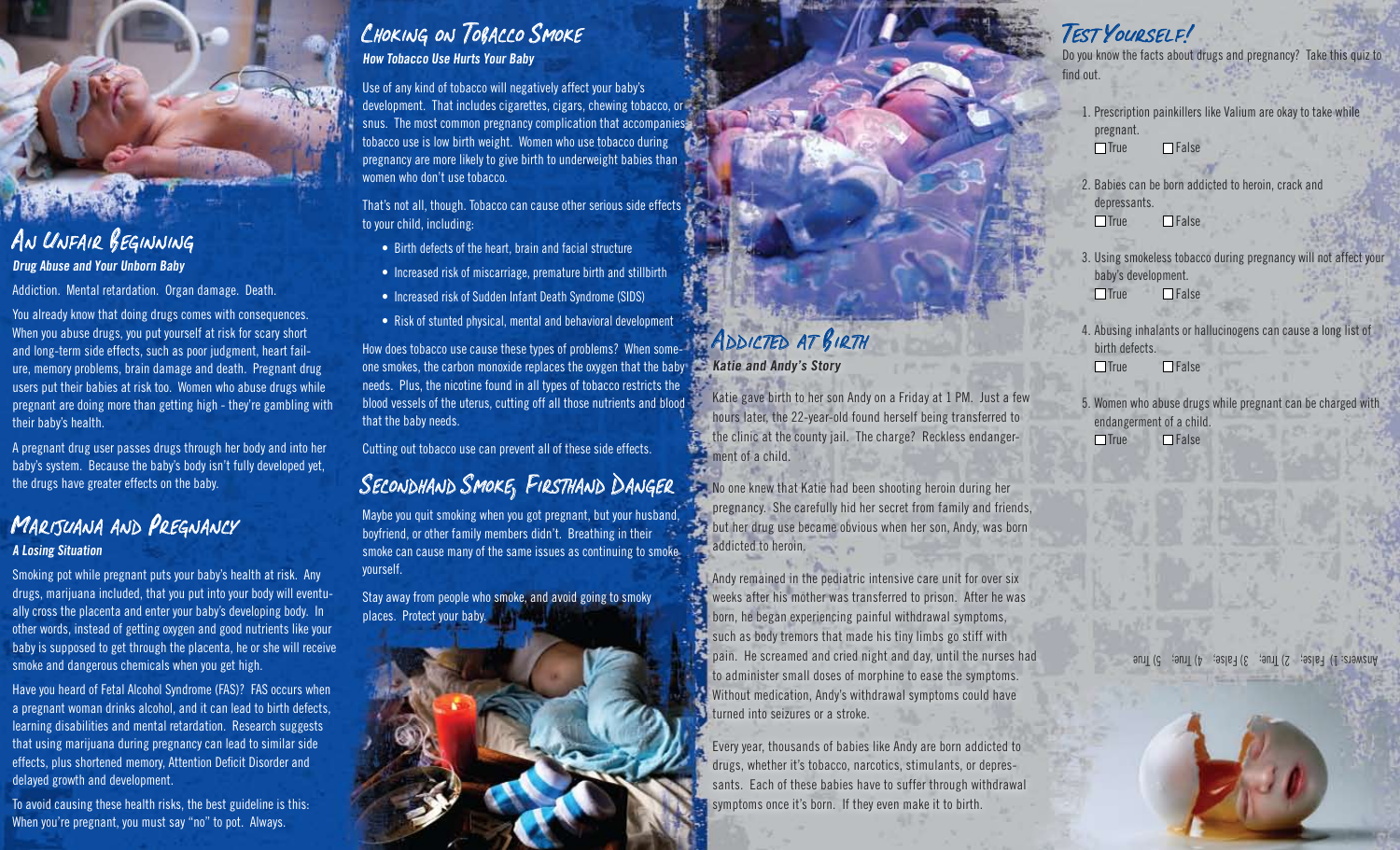## An Unfair Beginning

***Drug Abuse and Your Unborn Baby***

Addiction. Mental retardation. Organ damage. Death.

You already know that doing drugs comes with consequences. When you abuse drugs, you put yourself at risk for scary short and long-term side effects, such as poor judgment, heart failure, memory problems, brain damage and death. Pregnant drug users put their babies at risk too. Women who abuse drugs while pregnant are doing more than getting high - they're gambling with their baby's health.

A pregnant drug user passes drugs through her body and into her baby's system. Because the baby's body isn't fully developed yet, the drugs have greater effects on the baby.

## Marijuana and Pregnancy

***A Losing Situation***

Smoking pot while pregnant puts your baby's health at risk. Any drugs, marijuana included, that you put into your body will eventually cross the placenta and enter your baby's developing body. In other words, instead of getting oxygen and good nutrients like your baby is supposed to get through the placenta, he or she will receive smoke and dangerous chemicals when you get high.

Have you heard of Fetal Alcohol Syndrome (FAS)? FAS occurs when a pregnant woman drinks alcohol, and it can lead to birth defects, learning disabilities and mental retardation. Research suggests that using marijuana during pregnancy can lead to similar side effects, plus shortened memory, Attention Deficit Disorder and delayed growth and development.

To avoid causing these health risks, the best guideline is this: When you're pregnant, you must say "no" to pot. Always.

## Choking on Tobacco Smoke

***How Tobacco Use Hurts Your Baby***

Use of any kind of tobacco will negatively affect your baby's development. That includes cigarettes, cigars, chewing tobacco, or snus. The most common pregnancy complication that accompanies tobacco use is low birth weight. Women who use tobacco during pregnancy are more likely to give birth to underweight babies than women who don't use tobacco.

That's not all, though. Tobacco can cause other serious side effects to your child, including:

- Birth defects of the heart, brain and facial structure
- Increased risk of miscarriage, premature birth and stillbirth
- Increased risk of Sudden Infant Death Syndrome (SIDS)
- Risk of stunted physical, mental and behavioral development

How does tobacco use cause these types of problems? When someone smokes, the carbon monoxide replaces the oxygen that the baby needs. Plus, the nicotine found in all types of tobacco restricts the blood vessels of the uterus, cutting off all those nutrients and blood that the baby needs.

Cutting out tobacco use can prevent all of these side effects.

## Secondhand Smoke, Firsthand Danger

Maybe you quit smoking when you got pregnant, but your husband, boyfriend, or other family members didn't. Breathing in their smoke can cause many of the same issues as continuing to smoke yourself.

Stay away from people who smoke, and avoid going to smoky places. Protect your baby.

## Addicted at Birth

***Katie and Andy's Story***

Katie gave birth to her son Andy on a Friday at 1 PM. Just a few hours later, the 22-year-old found herself being transferred to the clinic at the county jail. The charge? Reckless endangerment of a child.

No one knew that Katie had been shooting heroin during her pregnancy. She carefully hid her secret from family and friends, but her drug use became obvious when her son, Andy, was born addicted to heroin.

Andy remained in the pediatric intensive care unit for over six weeks after his mother was transferred to prison. After he was born, he began experiencing painful withdrawal symptoms, such as body tremors that made his tiny limbs go stiff with pain. He screamed and cried night and day, until the nurses had to administer small doses of morphine to ease the symptoms. Without medication, Andy's withdrawal symptoms could have turned into seizures or a stroke.

Every year, thousands of babies like Andy are born addicted to drugs, whether it's tobacco, narcotics, stimulants, or depressants. Each of these babies have to suffer through withdrawal symptoms once it's born. If they even make it to birth.

## Test Yourself!

Do you know the facts about drugs and pregnancy? Take this quiz to find out.

1. Prescription painkillers like Valium are okay to take while pregnant.
   ☐ True ☐ False
2. Babies can be born addicted to heroin, crack and depressants.
   ☐ True ☐ False
3. Using smokeless tobacco during pregnancy will not affect your baby's development.
   ☐ True ☐ False
4. Abusing inhalants or hallucinogens can cause a long list of birth defects.
   ☐ True ☐ False
5. Women who abuse drugs while pregnant can be charged with endangerment of a child.
   ☐ True ☐ False

Answers: 1) False; 2) True; 3) False; 4) True; 5) True